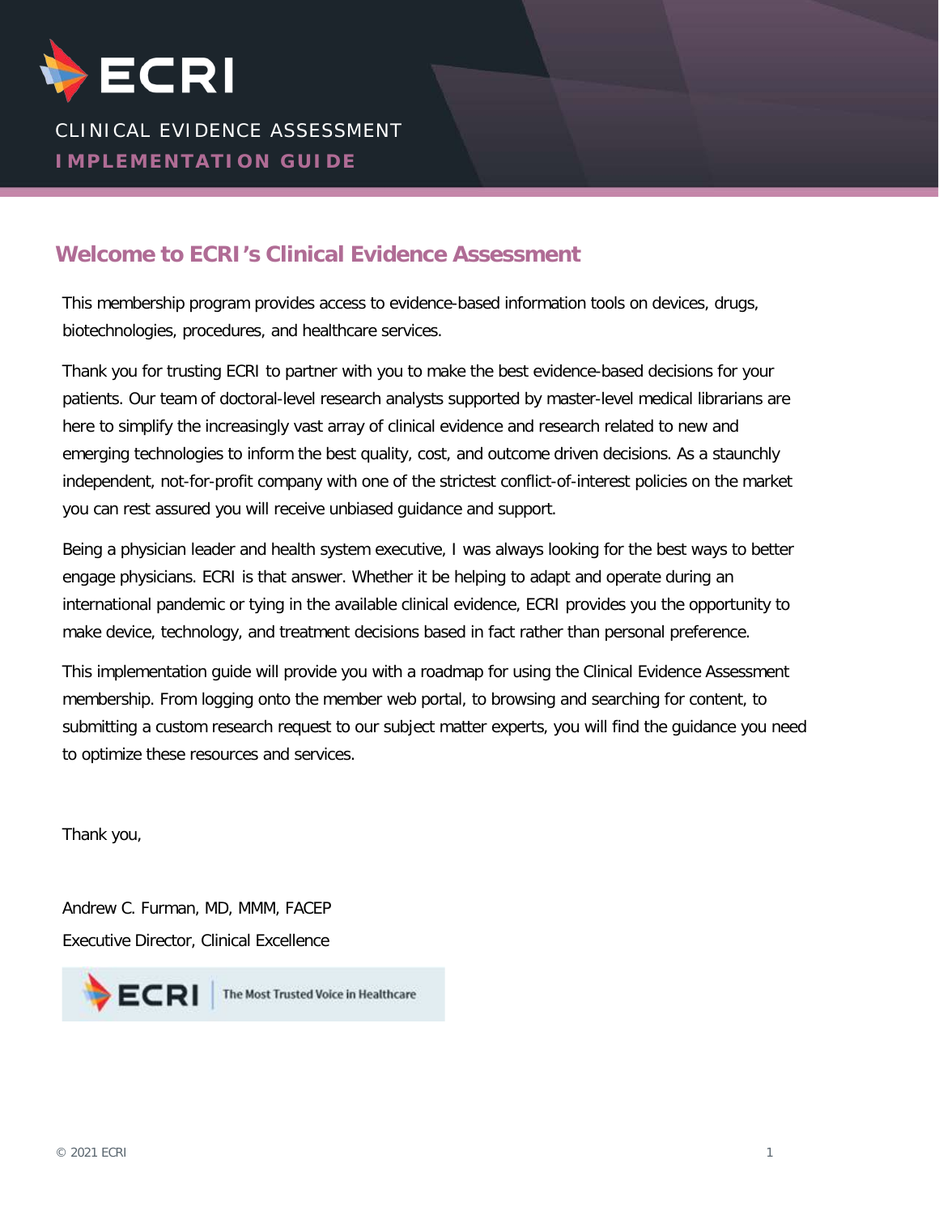# ECRI

CLINICAL EVIDENCE ASSESSMENT

**IMPLEMENTATION GUIDE**

## Welcome to ECRI's Clinical Evidence Assessment

This membership program provides access to evidence-based information tools on devices, drugs, biotechnologies, procedures, and healthcare services.

Thank you for trusting ECRI to partner with you to make the best evidence-based decisions for your patients. Our team of doctoral-level research analysts supported by master-level medical librarians are here to simplify the increasingly vast array of clinical evidence and research related to new and emerging technologies to inform the best quality, cost, and outcome driven decisions. As a staunchly independent, not-for-profit company with one of the strictest conflict-of-interest policies on the market you can rest assured you will receive unbiased guidance and support.

Being a physician leader and health system executive, I was always looking for the best ways to better engage physicians. ECRI is that answer. Whether it be helping to adapt and operate during an international pandemic or tying in the available clinical evidence, ECRI provides you the opportunity to make device, technology, and treatment decisions based in fact rather than personal preference.

This implementation guide will provide you with a roadmap for using the Clinical Evidence Assessment membership. From logging onto the member web portal, to browsing and searching for content, to submitting a custom research request to our subject matter experts, you will find the guidance you need to optimize these resources and services.

Thank you,

Andrew C. Furman, MD, MMM, FACEP

Executive Director, Clinical Excellence

ECRI | The Most Trusted Voice in Healthcare

© 2021 ECRI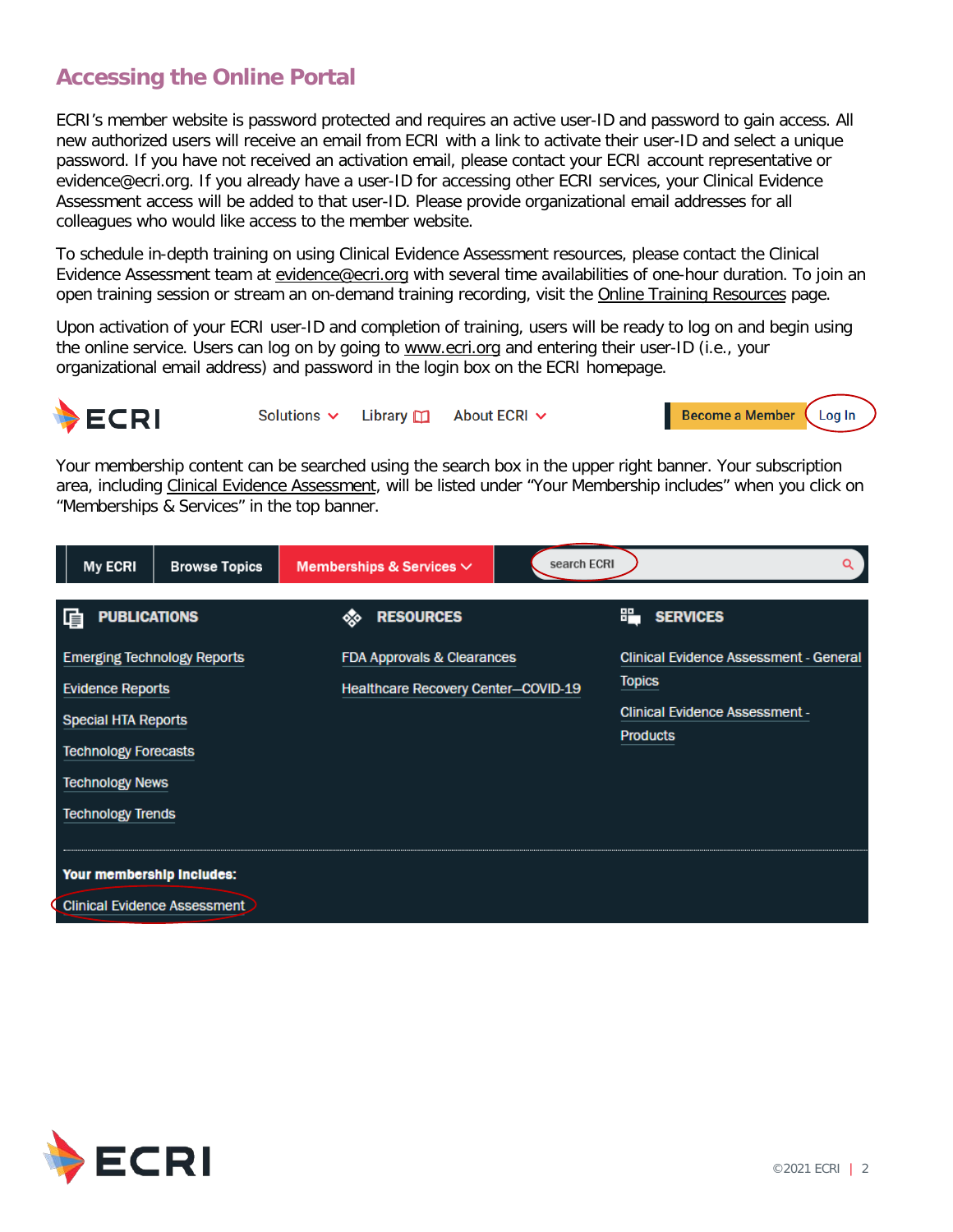## Accessing the Online Portal

ECRI's member website is password protected and requires an active user-ID and password to gain access. All new authorized users will receive an email from ECRI with a link to activate their user-ID and select a unique password. If you have not received an activation email, please contact your ECRI account representative or evidence@ecri.org. If you already have a user-ID for accessing other ECRI services, your Clinical Evidence Assessment access will be added to that user-ID. Please provide organizational email addresses for all colleagues who would like access to the member website.

To schedule in-depth training on using Clinical Evidence Assessment resources, please contact the Clinical Evidence Assessment team at evidence@ecri.org with several time availabilities of one-hour duration. To join an open training session or stream an on-demand training recording, visit the Online Training Resources page.

Upon activation of your ECRI user-ID and completion of training, users will be ready to log on and begin using the online service. Users can log on by going to www.ecri.org and entering their user-ID (i.e., your organizational email address) and password in the login box on the ECRI homepage.

ECRI | Solutions | Library | About ECRI | Become a Member | Log In

Your membership content can be searched using the search box in the upper right banner. Your subscription area, including Clinical Evidence Assessment, will be listed under "Your Membership includes" when you click on "Memberships & Services" in the top banner.

My ECRI | Browse Topics | Memberships & Services | search ECRI

**PUBLICATIONS**
- Emerging Technology Reports
- Evidence Reports
- Special HTA Reports
- Technology Forecasts
- Technology News
- Technology Trends

**RESOURCES**
- FDA Approvals & Clearances
- Healthcare Recovery Center—COVID-19

**SERVICES**
- Clinical Evidence Assessment - General Topics
- Clinical Evidence Assessment - Products

**Your membership Includes:**
- Clinical Evidence Assessment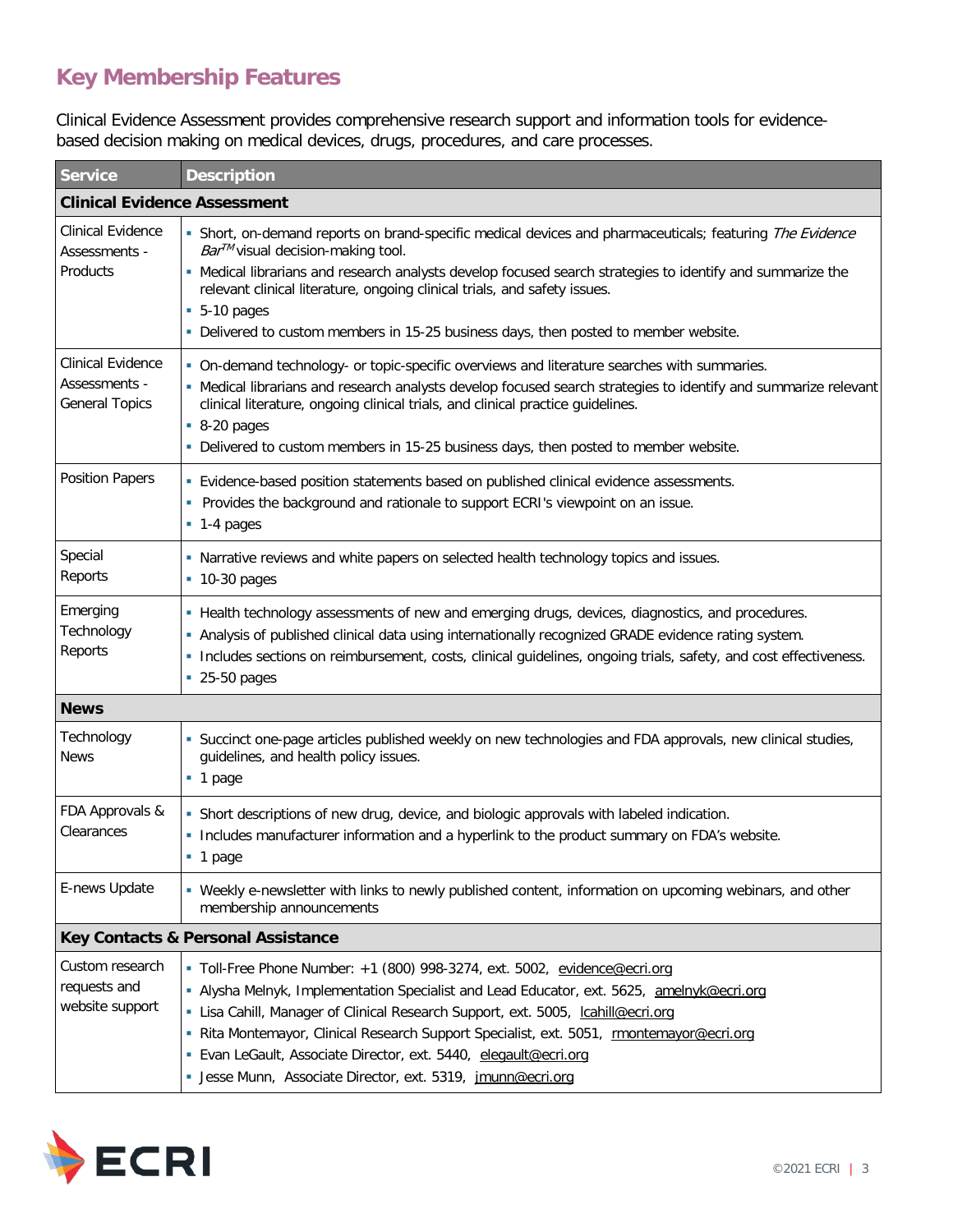## Key Membership Features

Clinical Evidence Assessment provides comprehensive research support and information tools for evidence-based decision making on medical devices, drugs, procedures, and care processes.

| Service | Description |
|---|---|
| **Clinical Evidence Assessment** | |
| Clinical Evidence Assessments - Products | ▪ Short, on-demand reports on brand-specific medical devices and pharmaceuticals; featuring *The Evidence Bar*™ visual decision-making tool.<br>▪ Medical librarians and research analysts develop focused search strategies to identify and summarize the relevant clinical literature, ongoing clinical trials, and safety issues.<br>▪ 5-10 pages<br>▪ Delivered to custom members in 15-25 business days, then posted to member website. |
| Clinical Evidence Assessments - General Topics | ▪ On-demand technology- or topic-specific overviews and literature searches with summaries.<br>▪ Medical librarians and research analysts develop focused search strategies to identify and summarize relevant clinical literature, ongoing clinical trials, and clinical practice guidelines.<br>▪ 8-20 pages<br>▪ Delivered to custom members in 15-25 business days, then posted to member website. |
| Position Papers | ▪ Evidence-based position statements based on published clinical evidence assessments.<br>▪ Provides the background and rationale to support ECRI's viewpoint on an issue.<br>▪ 1-4 pages |
| Special Reports | ▪ Narrative reviews and white papers on selected health technology topics and issues.<br>▪ 10-30 pages |
| Emerging Technology Reports | ▪ Health technology assessments of new and emerging drugs, devices, diagnostics, and procedures.<br>▪ Analysis of published clinical data using internationally recognized GRADE evidence rating system.<br>▪ Includes sections on reimbursement, costs, clinical guidelines, ongoing trials, safety, and cost effectiveness.<br>▪ 25-50 pages |
| **News** | |
| Technology News | ▪ Succinct one-page articles published weekly on new technologies and FDA approvals, new clinical studies, guidelines, and health policy issues.<br>▪ 1 page |
| FDA Approvals & Clearances | ▪ Short descriptions of new drug, device, and biologic approvals with labeled indication.<br>▪ Includes manufacturer information and a hyperlink to the product summary on FDA's website.<br>▪ 1 page |
| E-news Update | ▪ Weekly e-newsletter with links to newly published content, information on upcoming webinars, and other membership announcements |
| **Key Contacts & Personal Assistance** | |
| Custom research requests and website support | ▪ Toll-Free Phone Number: +1 (800) 998-3274, ext. 5002, evidence@ecri.org<br>▪ Alysha Melnyk, Implementation Specialist and Lead Educator, ext. 5625, amelnyk@ecri.org<br>▪ Lisa Cahill, Manager of Clinical Research Support, ext. 5005, lcahill@ecri.org<br>▪ Rita Montemayor, Clinical Research Support Specialist, ext. 5051, rmontemayor@ecri.org<br>▪ Evan LeGault, Associate Director, ext. 5440, elegault@ecri.org<br>▪ Jesse Munn, Associate Director, ext. 5319, jmunn@ecri.org |

©2021 ECRI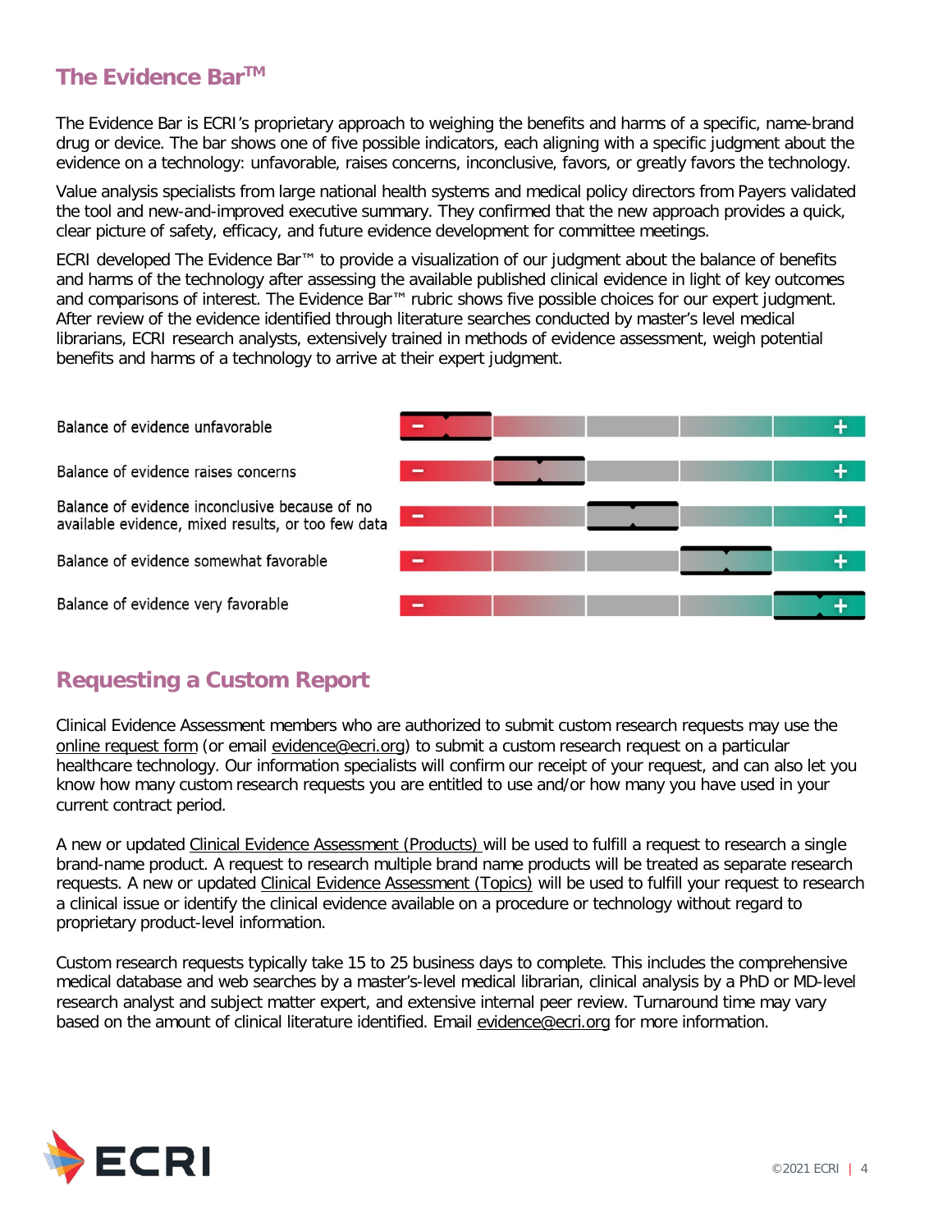## The Evidence Bar™

The Evidence Bar is ECRI's proprietary approach to weighing the benefits and harms of a specific, name-brand drug or device. The bar shows one of five possible indicators, each aligning with a specific judgment about the evidence on a technology: unfavorable, raises concerns, inconclusive, favors, or greatly favors the technology.

Value analysis specialists from large national health systems and medical policy directors from Payers validated the tool and new-and-improved executive summary. They confirmed that the new approach provides a quick, clear picture of safety, efficacy, and future evidence development for committee meetings.

ECRI developed The Evidence Bar™ to provide a visualization of our judgment about the balance of benefits and harms of the technology after assessing the available published clinical evidence in light of key outcomes and comparisons of interest. The Evidence Bar™ rubric shows five possible choices for our expert judgment. After review of the evidence identified through literature searches conducted by master's level medical librarians, ECRI research analysts, extensively trained in methods of evidence assessment, weigh potential benefits and harms of a technology to arrive at their expert judgment.

- Balance of evidence unfavorable
- Balance of evidence raises concerns
- Balance of evidence inconclusive because of no available evidence, mixed results, or too few data
- Balance of evidence somewhat favorable
- Balance of evidence very favorable

## Requesting a Custom Report

Clinical Evidence Assessment members who are authorized to submit custom research requests may use the online request form (or email evidence@ecri.org) to submit a custom research request on a particular healthcare technology. Our information specialists will confirm our receipt of your request, and can also let you know how many custom research requests you are entitled to use and/or how many you have used in your current contract period.

A new or updated Clinical Evidence Assessment (Products) will be used to fulfill a request to research a single brand-name product. A request to research multiple brand name products will be treated as separate research requests. A new or updated Clinical Evidence Assessment (Topics) will be used to fulfill your request to research a clinical issue or identify the clinical evidence available on a procedure or technology without regard to proprietary product-level information.

Custom research requests typically take 15 to 25 business days to complete. This includes the comprehensive medical database and web searches by a master's-level medical librarian, clinical analysis by a PhD or MD-level research analyst and subject matter expert, and extensive internal peer review. Turnaround time may vary based on the amount of clinical literature identified. Email evidence@ecri.org for more information.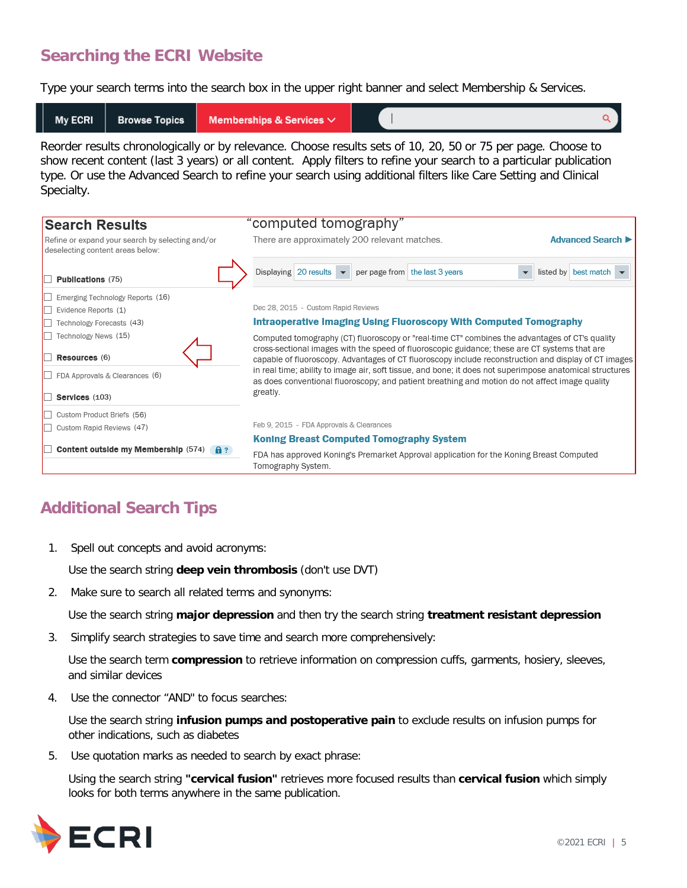## Searching the ECRI Website

Type your search terms into the search box in the upper right banner and select Membership & Services.

My ECRI | Browse Topics | Memberships & Services

Reorder results chronologically or by relevance. Choose results sets of 10, 20, 50 or 75 per page. Choose to show recent content (last 3 years) or all content. Apply filters to refine your search to a particular publication type. Or use the Advanced Search to refine your search using additional filters like Care Setting and Clinical Specialty.

**Search Results**

Refine or expand your search by selecting and/or deselecting content areas below:

- **Publications** (75)
  - Emerging Technology Reports (16)
  - Evidence Reports (1)
  - Technology Forecasts (43)
  - Technology News (15)
- **Resources** (6)
  - FDA Approvals & Clearances (6)
- **Services** (103)
  - Custom Product Briefs (56)
  - Custom Rapid Reviews (47)
- **Content outside my Membership** (574)

"computed tomography"

There are approximately 200 relevant matches. Advanced Search ▶

Displaying 20 results per page from the last 3 years listed by best match

Dec 28, 2015 - Custom Rapid Reviews

**Intraoperative Imaging Using Fluoroscopy With Computed Tomography**

Computed tomography (CT) fluoroscopy or "real-time CT" combines the advantages of CT's quality cross-sectional images with the speed of fluoroscopic guidance; these are CT systems that are capable of fluoroscopy. Advantages of CT fluoroscopy include reconstruction and display of CT images in real time; ability to image air, soft tissue, and bone; it does not superimpose anatomical structures as does conventional fluoroscopy; and patient breathing and motion do not affect image quality greatly.

Feb 9, 2015 - FDA Approvals & Clearances

**Koning Breast Computed Tomography System**

FDA has approved Koning's Premarket Approval application for the Koning Breast Computed Tomography System.

## Additional Search Tips

1. Spell out concepts and avoid acronyms:

   Use the search string **deep vein thrombosis** (don't use DVT)

2. Make sure to search all related terms and synonyms:

   Use the search string **major depression** and then try the search string **treatment resistant depression**

3. Simplify search strategies to save time and search more comprehensively:

   Use the search term **compression** to retrieve information on compression cuffs, garments, hosiery, sleeves, and similar devices

4. Use the connector "AND" to focus searches:

   Use the search string **infusion pumps and postoperative pain** to exclude results on infusion pumps for other indications, such as diabetes

5. Use quotation marks as needed to search by exact phrase:

   Using the search string **"cervical fusion"** retrieves more focused results than **cervical fusion** which simply looks for both terms anywhere in the same publication.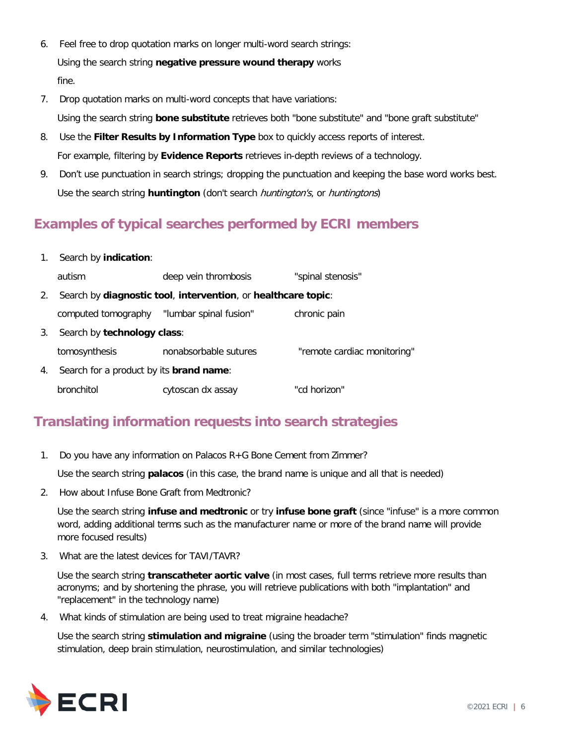6. Feel free to drop quotation marks on longer multi-word search strings:

   Using the search string **negative pressure wound therapy** works fine.

7. Drop quotation marks on multi-word concepts that have variations:

   Using the search string **bone substitute** retrieves both "bone substitute" and "bone graft substitute"

8. Use the **Filter Results by Information Type** box to quickly access reports of interest.

   For example, filtering by **Evidence Reports** retrieves in-depth reviews of a technology.

9. Don't use punctuation in search strings; dropping the punctuation and keeping the base word works best.

   Use the search string **huntington** (don't search *huntington's*, or *huntingtons*)

## Examples of typical searches performed by ECRI members

1. Search by **indication**:

   autism &nbsp;&nbsp;&nbsp; deep vein thrombosis &nbsp;&nbsp;&nbsp; "spinal stenosis"

2. Search by **diagnostic tool**, **intervention**, or **healthcare topic**:

   computed tomography &nbsp;&nbsp;&nbsp; "lumbar spinal fusion" &nbsp;&nbsp;&nbsp; chronic pain

3. Search by **technology class**:

   tomosynthesis &nbsp;&nbsp;&nbsp; nonabsorbable sutures &nbsp;&nbsp;&nbsp; "remote cardiac monitoring"

4. Search for a product by its **brand name**:

   bronchitol &nbsp;&nbsp;&nbsp; cytoscan dx assay &nbsp;&nbsp;&nbsp; "cd horizon"

## Translating information requests into search strategies

1. Do you have any information on Palacos R+G Bone Cement from Zimmer?

   Use the search string **palacos** (in this case, the brand name is unique and all that is needed)

2. How about Infuse Bone Graft from Medtronic?

   Use the search string **infuse and medtronic** or try **infuse bone graft** (since "infuse" is a more common word, adding additional terms such as the manufacturer name or more of the brand name will provide more focused results)

3. What are the latest devices for TAVI/TAVR?

   Use the search string **transcatheter aortic valve** (in most cases, full terms retrieve more results than acronyms; and by shortening the phrase, you will retrieve publications with both "implantation" and "replacement" in the technology name)

4. What kinds of stimulation are being used to treat migraine headache?

   Use the search string **stimulation and migraine** (using the broader term "stimulation" finds magnetic stimulation, deep brain stimulation, neurostimulation, and similar technologies)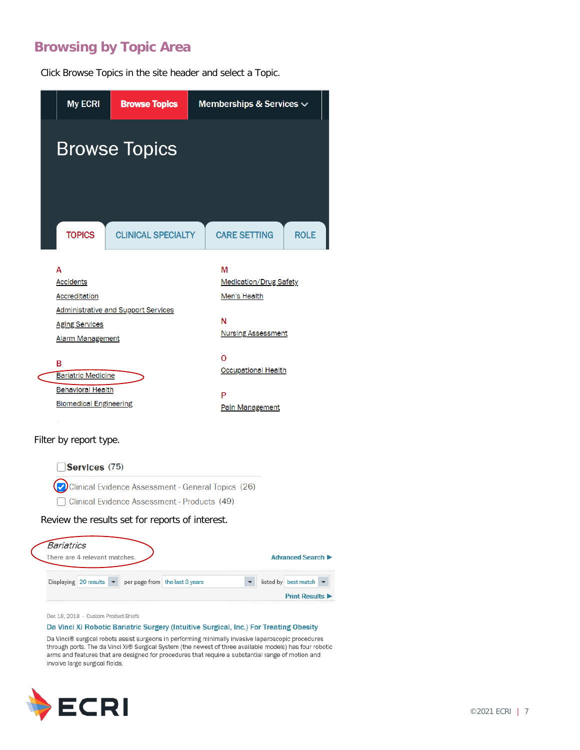## Browsing by Topic Area

Click Browse Topics in the site header and select a Topic.

My ECRI | Browse Topics | Memberships & Services

Browse Topics

TOPICS | CLINICAL SPECIALTY | CARE SETTING | ROLE

**A**

Accidents

Accreditation

Administrative and Support Services

Aging Services

Alarm Management

**B**

Bariatric Medicine

Behavioral Health

Biomedical Engineering

**M**

Medication/Drug Safety

Men's Health

**N**

Nursing Assessment

**O**

Occupational Health

**P**

Pain Management

Filter by report type.

- [ ] **Services** (75)
- [x] Clinical Evidence Assessment - General Topics (26)
- [ ] Clinical Evidence Assessment - Products (49)

Review the results set for reports of interest.

*Bariatrics*

There are 4 relevant matches.

Advanced Search ▶

Displaying 20 results per page from the last 3 years listed by best match

Print Results ▶

Dec 18, 2018 - Custom Product Briefs

Da Vinci Xi Robotic Bariatric Surgery (Intuitive Surgical, Inc.) For Treating Obesity

Da Vinci® surgical robots assist surgeons in performing minimally invasive laparoscopic procedures through ports. The da Vinci Xi® Surgical System (the newest of three available models) has four robotic arms and features that are designed for procedures that require a substantial range of motion and involve large surgical fields.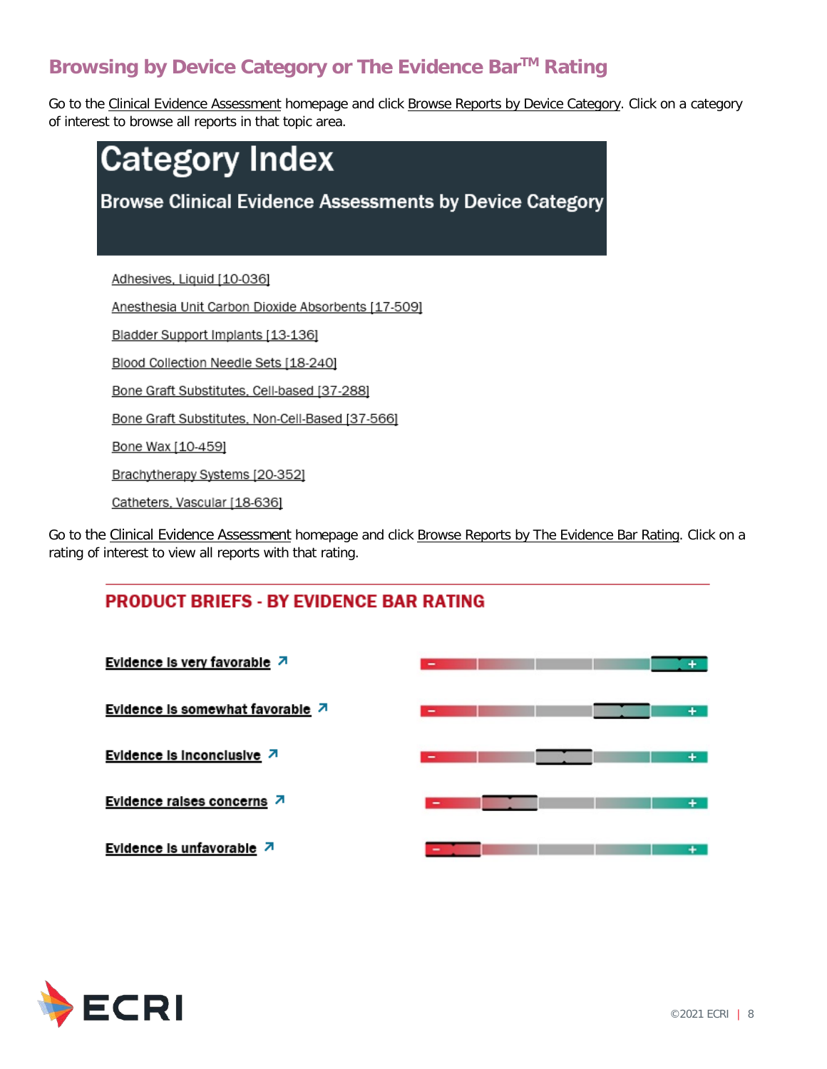## Browsing by Device Category or The Evidence Bar™ Rating

Go to the Clinical Evidence Assessment homepage and click Browse Reports by Device Category. Click on a category of interest to browse all reports in that topic area.

# Category Index

## Browse Clinical Evidence Assessments by Device Category

- Adhesives, Liquid [10-036]
- Anesthesia Unit Carbon Dioxide Absorbents [17-509]
- Bladder Support Implants [13-136]
- Blood Collection Needle Sets [18-240]
- Bone Graft Substitutes, Cell-based [37-288]
- Bone Graft Substitutes, Non-Cell-Based [37-566]
- Bone Wax [10-459]
- Brachytherapy Systems [20-352]
- Catheters, Vascular [18-636]

Go to the Clinical Evidence Assessment homepage and click Browse Reports by The Evidence Bar Rating. Click on a rating of interest to view all reports with that rating.

## PRODUCT BRIEFS - BY EVIDENCE BAR RATING

- Evidence is very favorable ↗
- Evidence is somewhat favorable ↗
- Evidence is inconclusive ↗
- Evidence raises concerns ↗
- Evidence is unfavorable ↗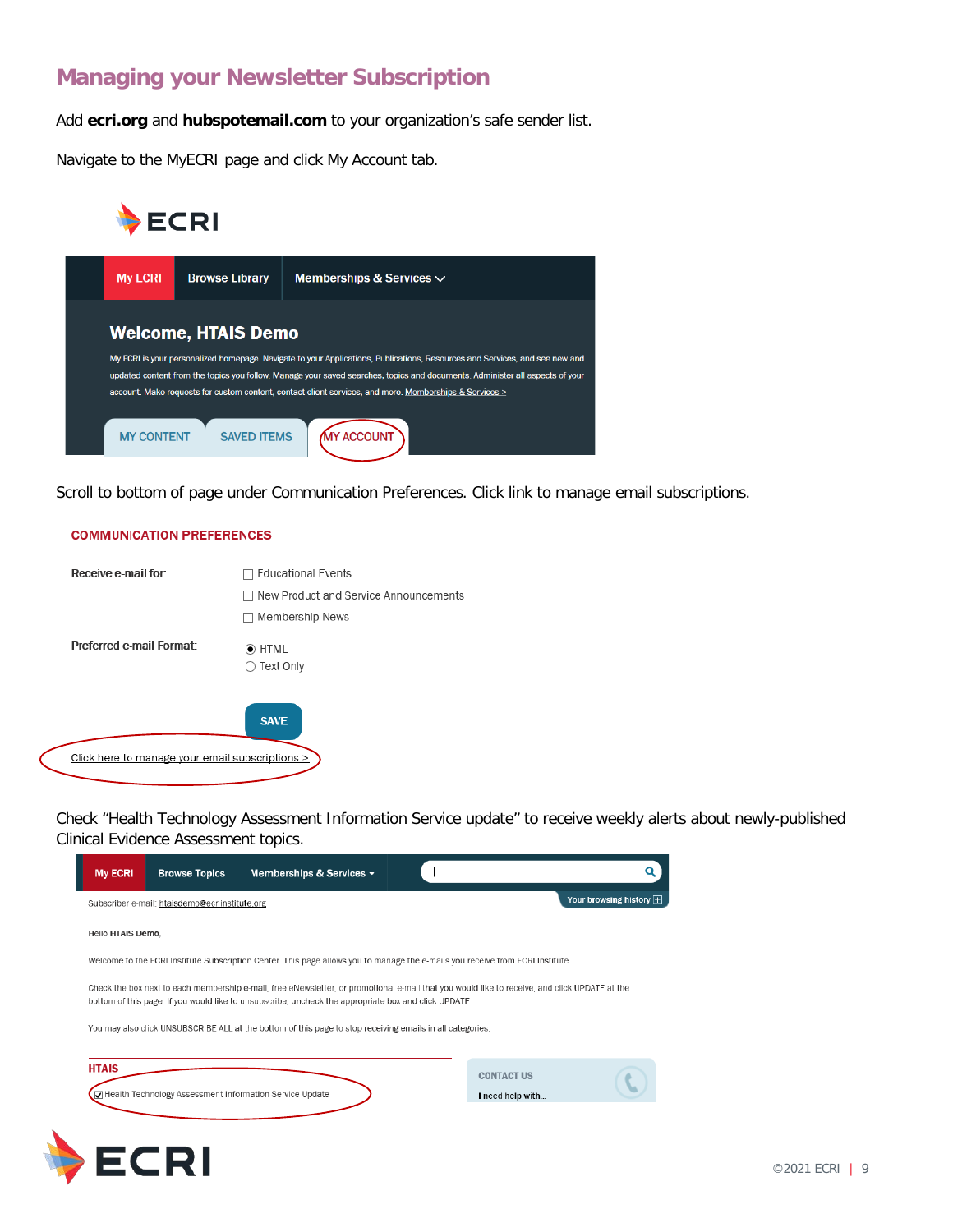## Managing your Newsletter Subscription

Add **ecri.org** and **hubspotemail.com** to your organization's safe sender list.

Navigate to the MyECRI page and click My Account tab.

Scroll to bottom of page under Communication Preferences. Click link to manage email subscriptions.

Check "Health Technology Assessment Information Service update" to receive weekly alerts about newly-published Clinical Evidence Assessment topics.